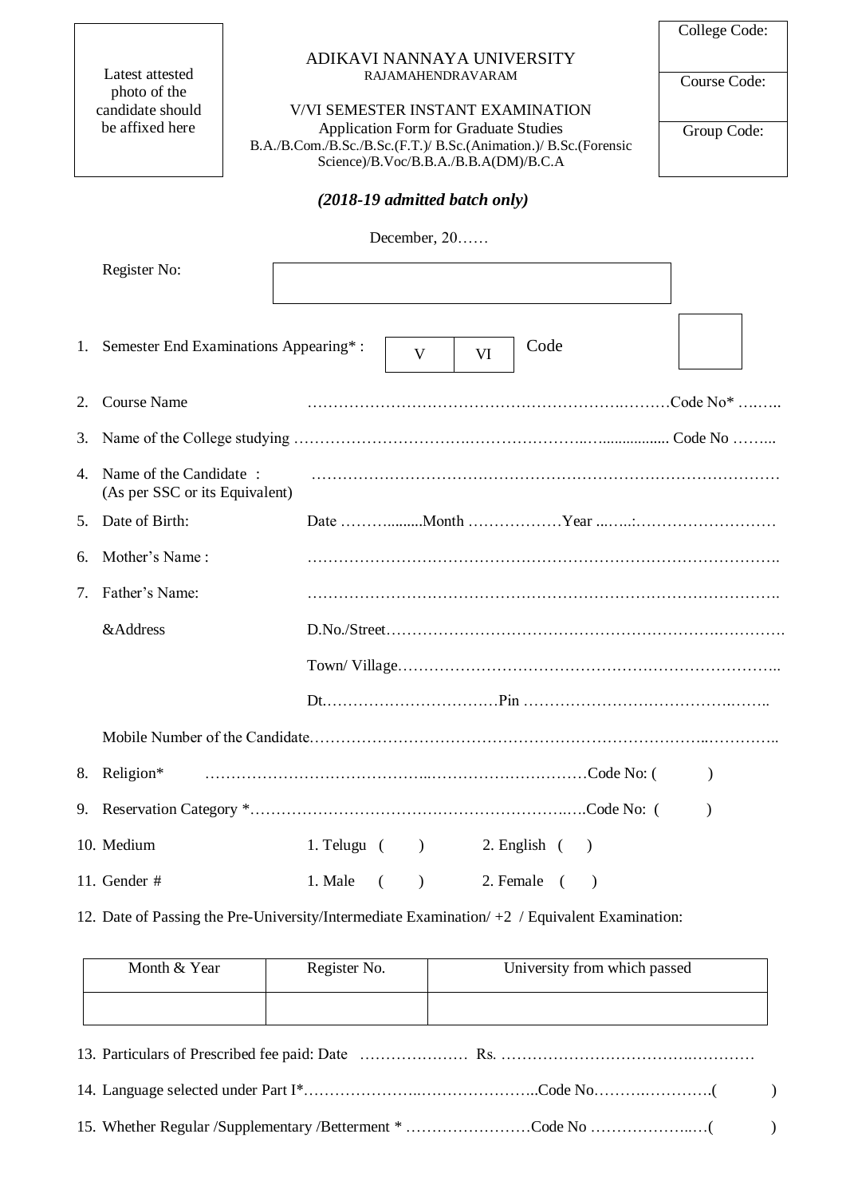Latest attested photo of the candidate should be affixed here

# ADIKAVI NANNAYA UNIVERSITY

RAJAMAHENDRAVARAM

## V/VI SEMESTER INSTANT EXAMINATION

Application Form for Graduate Studies
B.A./B.Com./B.Sc./B.Sc.(F.T.)/ B.Sc.(Animation.)/ B.Sc.(Forensic Science)/B.Voc/B.B.A./B.B.A(DM)/B.C.A

| College Code: |
|---|
| Course Code: |
| Group Code: |

***(2018-19 admitted batch only)***

December, 20……

Register No:

1. Semester End Examinations Appearing* : V | VI Code
2. Course Name ………………………………………………………………Code No* ……..
3. Name of the College studying ………………………………………………………… Code No ……..
4. Name of the Candidate : (As per SSC or its Equivalent) ………………………………………………………………………………
5. Date of Birth: Date ………........Month ………………Year ……:………………………
6. Mother's Name : ……………………………………………………………………………….
7. Father's Name: ……………………………………………………………………………….

   &Address D.No./Street……………………………………………………………………….

   Town/ Village………………………………………………………………………..

   Dt.……………………………Pin …………………………………………..

   Mobile Number of the Candidate………………………………………………………………………..

8. Religion* ……………………………………………………………………Code No: ( )
9. Reservation Category *…………………………………………………………….Code No: ( )
10. Medium 1. Telugu ( ) 2. English ( )
11. Gender # 1. Male ( ) 2. Female ( )
12. Date of Passing the Pre-University/Intermediate Examination/ +2 / Equivalent Examination:

| Month & Year | Register No. | University from which passed |
|---|---|---|
| | | |

13. Particulars of Prescribed fee paid: Date ………………… Rs. ……………………………………………
14. Language selected under Part I*……………………………………………..Code No…………………….( )
15. Whether Regular /Supplementary /Betterment * ……………………Code No ………………..…( )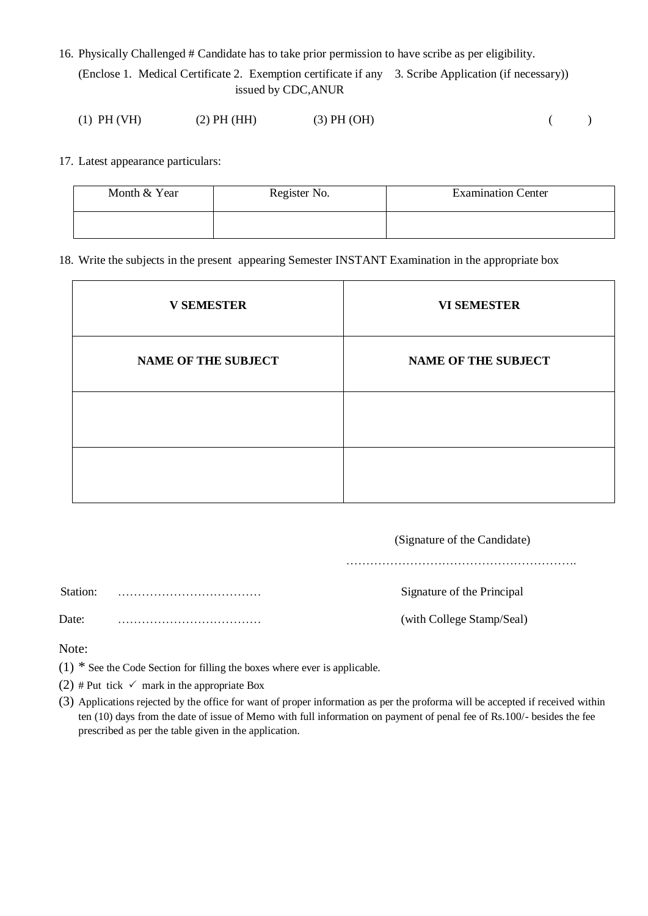16. Physically Challenged # Candidate has to take prior permission to have scribe as per eligibility.

    (Enclose 1. Medical Certificate 2. Exemption certificate if any issued by CDC,ANUR 3. Scribe Application (if necessary))

    (1) PH (VH) (2) PH (HH) (3) PH (OH) ( )

17. Latest appearance particulars:

| Month & Year | Register No. | Examination Center |
|---|---|---|
| | | |

18. Write the subjects in the present appearing Semester INSTANT Examination in the appropriate box

| **V SEMESTER** | **VI SEMESTER** |
|---|---|
| **NAME OF THE SUBJECT** | **NAME OF THE SUBJECT** |
| | |
| | |

(Signature of the Candidate)

………………………………………………….

Station: ………………………………   Signature of the Principal

Date: ………………………………   (with College Stamp/Seal)

Note:

(1) * See the Code Section for filling the boxes where ever is applicable.

(2) # Put tick ✓ mark in the appropriate Box

(3) Applications rejected by the office for want of proper information as per the proforma will be accepted if received within ten (10) days from the date of issue of Memo with full information on payment of penal fee of Rs.100/- besides the fee prescribed as per the table given in the application.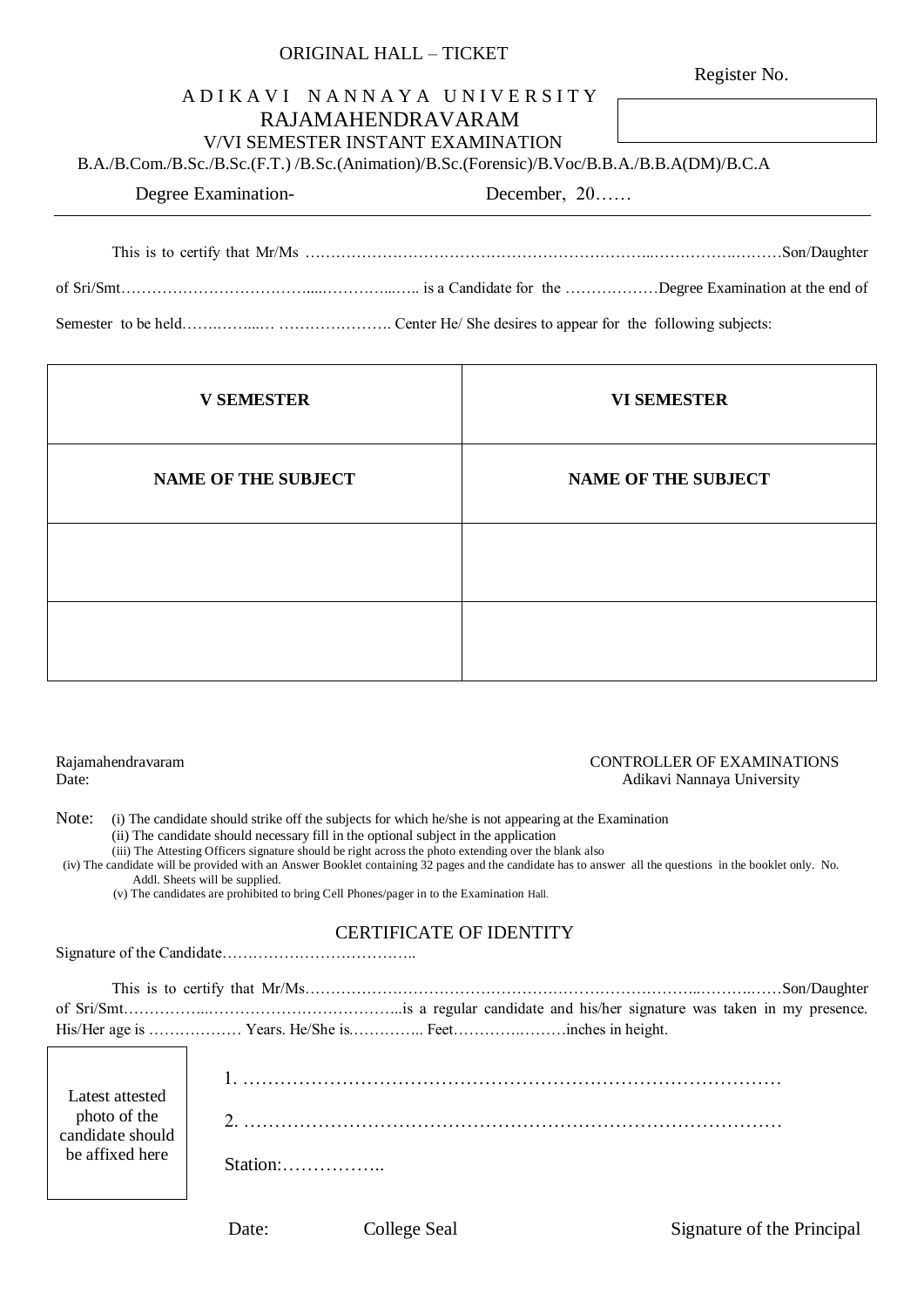ORIGINAL HALL – TICKET

Register No.

# ADIKAVI NANNAYA UNIVERSITY

## RAJAMAHENDRAVARAM

V/VI SEMESTER INSTANT EXAMINATION

B.A./B.Com./B.Sc./B.Sc.(F.T.) /B.Sc.(Animation)/B.Sc.(Forensic)/B.Voc/B.B.A./B.B.A(DM)/B.C.A

Degree Examination- December, 20……

---

This is to certify that Mr/Ms ……………………………………………………………...……………..………Son/Daughter of Sri/Smt……………………………….....……………...….. is a Candidate for the ………………Degree Examination at the end of Semester to be held……..……...… …………………. Center He/ She desires to appear for the following subjects:

| **V SEMESTER** | **VI SEMESTER** |
|---|---|
| **NAME OF THE SUBJECT** | **NAME OF THE SUBJECT** |
| | |
| | |

Rajamahendravaram
Date:

CONTROLLER OF EXAMINATIONS
Adikavi Nannaya University

Note: (i) The candidate should strike off the subjects for which he/she is not appearing at the Examination
(ii) The candidate should necessary fill in the optional subject in the application
(iii) The Attesting Officers signature should be right across the photo extending over the blank also
(iv) The candidate will be provided with an Answer Booklet containing 32 pages and the candidate has to answer all the questions in the booklet only. No. Addl. Sheets will be supplied.
(v) The candidates are prohibited to bring Cell Phones/pager in to the Examination Hall.

## CERTIFICATE OF IDENTITY

Signature of the Candidate………………………………..

This is to certify that Mr/Ms…………………………………………………………………...……….……Son/Daughter of Sri/Smt……………..………………………………..is a regular candidate and his/her signature was taken in my presence. His/Her age is ……………… Years. He/She is.………….. Feet……………………inches in height.

Latest attested photo of the candidate should be affixed here

1. ……………………………………………………………………………

2. ……………………………………………………………………………

Station:……………..

Date: College Seal Signature of the Principal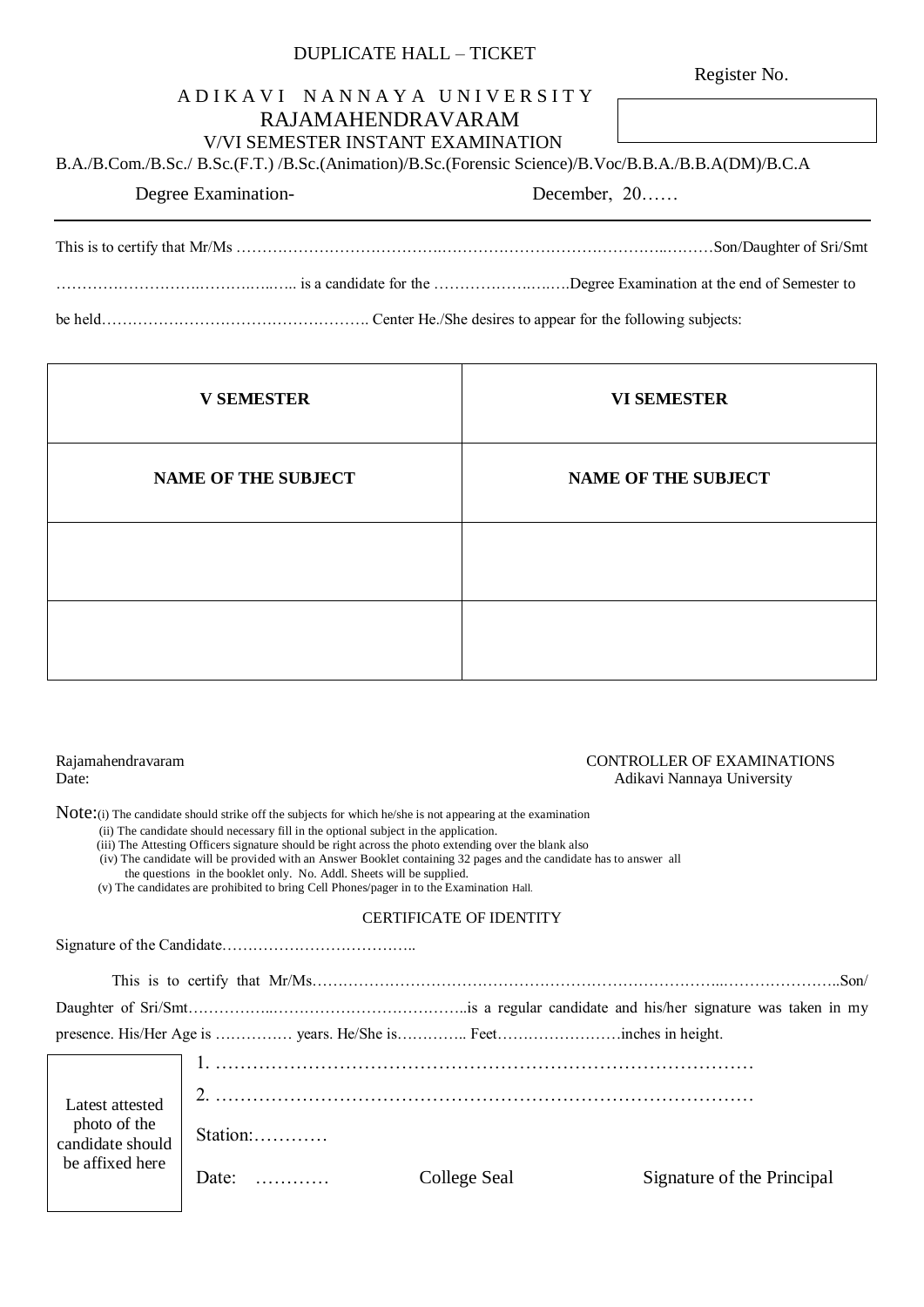DUPLICATE HALL – TICKET

Register No.

A D I K A V I   N A N N A Y A   U N I V E R S I T Y

RAJAMAHENDRAVARAM

V/VI SEMESTER INSTANT EXAMINATION

B.A./B.Com./B.Sc./ B.Sc.(F.T.) /B.Sc.(Animation)/B.Sc.(Forensic Science)/B.Voc/B.B.A./B.B.A(DM)/B.C.A

Degree Examination-   December, 20……

---

This is to certify that Mr/Ms ……………………………………………………………………………..………Son/Daughter of Sri/Smt ………………………..……….…..….. is a candidate for the ………………….…….Degree Examination at the end of Semester to be held……………………………………………. Center He./She desires to appear for the following subjects:

| V SEMESTER | VI SEMESTER |
|---|---|
| NAME OF THE SUBJECT | NAME OF THE SUBJECT |
| | |
| | |

Rajamahendravaram
Date:

CONTROLLER OF EXAMINATIONS
Adikavi Nannaya University

Note:(i) The candidate should strike off the subjects for which he/she is not appearing at the examination
(ii) The candidate should necessary fill in the optional subject in the application.
(iii) The Attesting Officers signature should be right across the photo extending over the blank also
(iv) The candidate will be provided with an Answer Booklet containing 32 pages and the candidate has to answer all the questions in the booklet only. No. Addl. Sheets will be supplied.
(v) The candidates are prohibited to bring Cell Phones/pager in to the Examination Hall.

CERTIFICATE OF IDENTITY

Signature of the Candidate………………………………..

This is to certify that Mr/Ms……………………………………………………………………...…………………..Son/ Daughter of Sri/Smt……………..………………………………..is a regular candidate and his/her signature was taken in my presence. His/Her Age is …………… years. He/She is…………. Feet……………………inches in height.

Latest attested photo of the candidate should be affixed here

1. ……………………………………………………………………………
2. ……………………………………………………………………………

Station:…………

Date: …………   College Seal   Signature of the Principal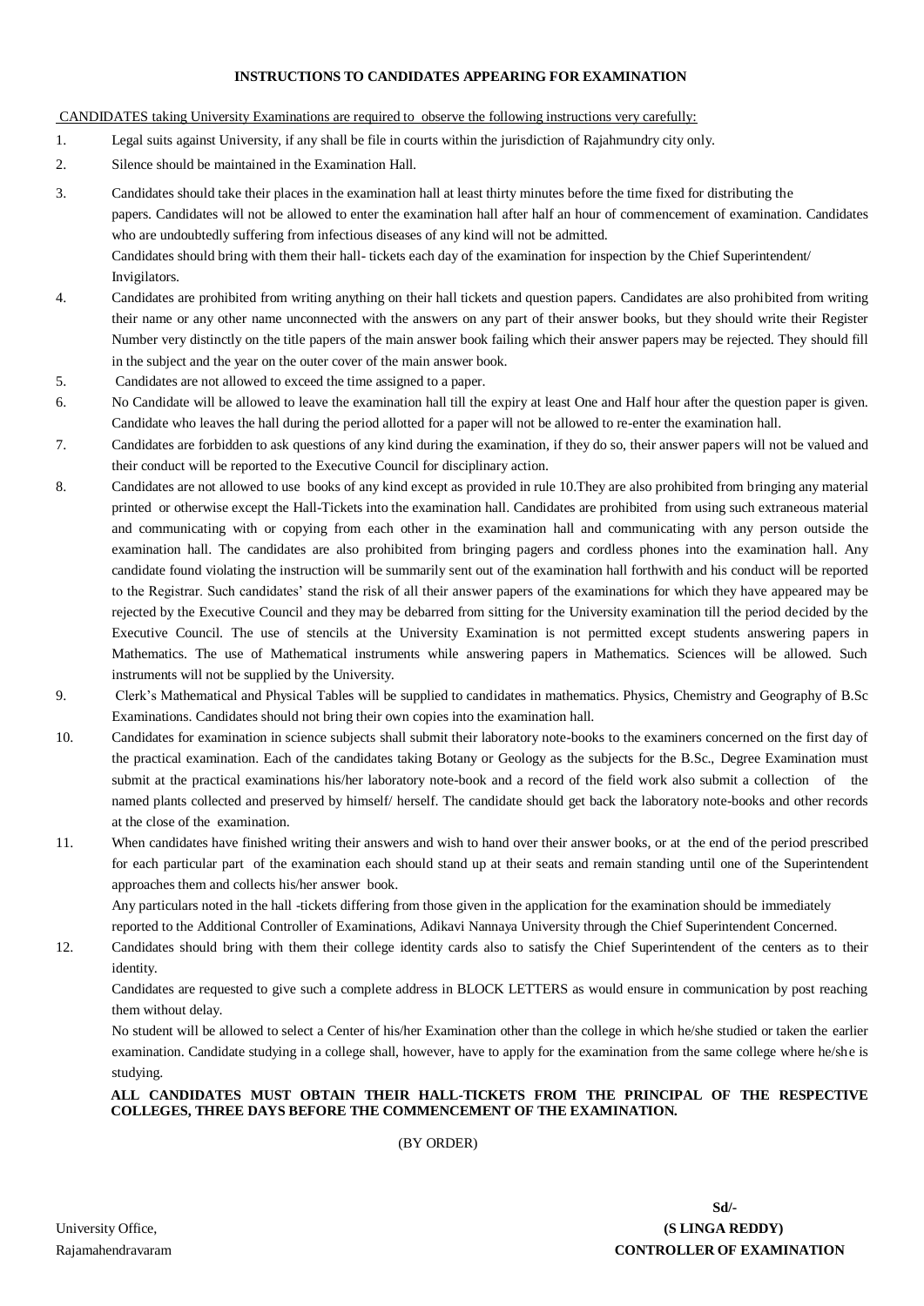**INSTRUCTIONS TO CANDIDATES APPEARING FOR EXAMINATION**

CANDIDATES taking University Examinations are required to observe the following instructions very carefully:

1. Legal suits against University, if any shall be file in courts within the jurisdiction of Rajahmundry city only.
2. Silence should be maintained in the Examination Hall.
3. Candidates should take their places in the examination hall at least thirty minutes before the time fixed for distributing the papers. Candidates will not be allowed to enter the examination hall after half an hour of commencement of examination. Candidates who are undoubtedly suffering from infectious diseases of any kind will not be admitted.
   Candidates should bring with them their hall- tickets each day of the examination for inspection by the Chief Superintendent/ Invigilators.
4. Candidates are prohibited from writing anything on their hall tickets and question papers. Candidates are also prohibited from writing their name or any other name unconnected with the answers on any part of their answer books, but they should write their Register Number very distinctly on the title papers of the main answer book failing which their answer papers may be rejected. They should fill in the subject and the year on the outer cover of the main answer book.
5. Candidates are not allowed to exceed the time assigned to a paper.
6. No Candidate will be allowed to leave the examination hall till the expiry at least One and Half hour after the question paper is given. Candidate who leaves the hall during the period allotted for a paper will not be allowed to re-enter the examination hall.
7. Candidates are forbidden to ask questions of any kind during the examination, if they do so, their answer papers will not be valued and their conduct will be reported to the Executive Council for disciplinary action.
8. Candidates are not allowed to use books of any kind except as provided in rule 10.They are also prohibited from bringing any material printed or otherwise except the Hall-Tickets into the examination hall. Candidates are prohibited from using such extraneous material and communicating with or copying from each other in the examination hall and communicating with any person outside the examination hall. The candidates are also prohibited from bringing pagers and cordless phones into the examination hall. Any candidate found violating the instruction will be summarily sent out of the examination hall forthwith and his conduct will be reported to the Registrar. Such candidates' stand the risk of all their answer papers of the examinations for which they have appeared may be rejected by the Executive Council and they may be debarred from sitting for the University examination till the period decided by the Executive Council. The use of stencils at the University Examination is not permitted except students answering papers in Mathematics. The use of Mathematical instruments while answering papers in Mathematics. Sciences will be allowed. Such instruments will not be supplied by the University.
9. Clerk's Mathematical and Physical Tables will be supplied to candidates in mathematics. Physics, Chemistry and Geography of B.Sc Examinations. Candidates should not bring their own copies into the examination hall.
10. Candidates for examination in science subjects shall submit their laboratory note-books to the examiners concerned on the first day of the practical examination. Each of the candidates taking Botany or Geology as the subjects for the B.Sc., Degree Examination must submit at the practical examinations his/her laboratory note-book and a record of the field work also submit a collection of the named plants collected and preserved by himself/ herself. The candidate should get back the laboratory note-books and other records at the close of the examination.
11. When candidates have finished writing their answers and wish to hand over their answer books, or at the end of the period prescribed for each particular part of the examination each should stand up at their seats and remain standing until one of the Superintendent approaches them and collects his/her answer book.
    Any particulars noted in the hall -tickets differing from those given in the application for the examination should be immediately reported to the Additional Controller of Examinations, Adikavi Nannaya University through the Chief Superintendent Concerned.
12. Candidates should bring with them their college identity cards also to satisfy the Chief Superintendent of the centers as to their identity.
    Candidates are requested to give such a complete address in BLOCK LETTERS as would ensure in communication by post reaching them without delay.
    No student will be allowed to select a Center of his/her Examination other than the college in which he/she studied or taken the earlier examination. Candidate studying in a college shall, however, have to apply for the examination from the same college where he/she is studying.

**ALL CANDIDATES MUST OBTAIN THEIR HALL-TICKETS FROM THE PRINCIPAL OF THE RESPECTIVE COLLEGES, THREE DAYS BEFORE THE COMMENCEMENT OF THE EXAMINATION.**

(BY ORDER)

**Sd/-**
**(S LINGA REDDY)**
**CONTROLLER OF EXAMINATION**

University Office,
Rajamahendravaram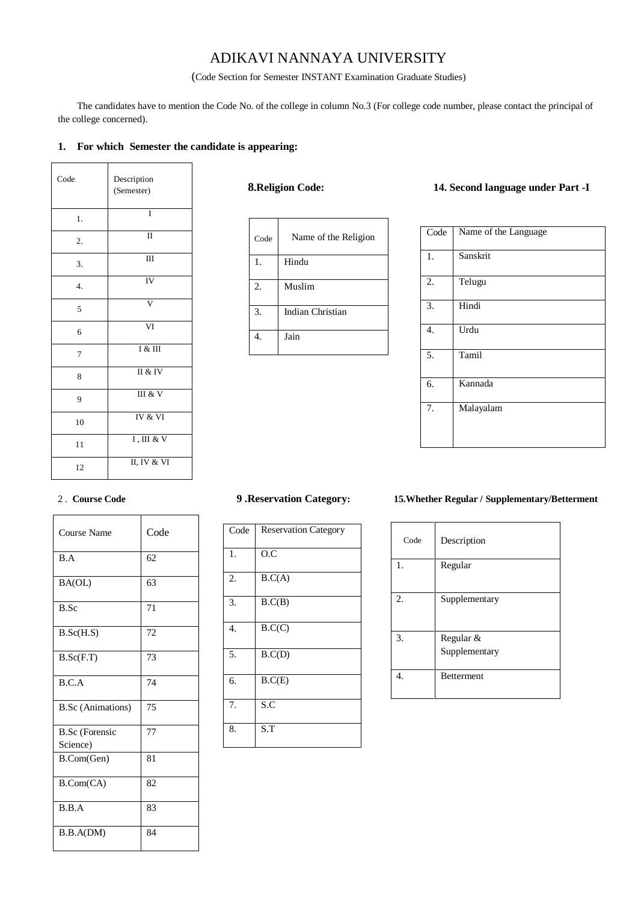# ADIKAVI NANNAYA UNIVERSITY

(Code Section for Semester INSTANT Examination Graduate Studies)

The candidates have to mention the Code No. of the college in column No.3 (For college code number, please contact the principal of the college concerned).

**1. For which Semester the candidate is appearing:**

| Code | Description (Semester) |
|---|---|
| 1. | I |
| 2. | II |
| 3. | III |
| 4. | IV |
| 5 | V |
| 6 | VI |
| 7 | I & III |
| 8 | II & IV |
| 9 | III & V |
| 10 | IV & VI |
| 11 | I , III & V |
| 12 | II, IV & VI |

**8.Religion Code:**

| Code | Name of the Religion |
|---|---|
| 1. | Hindu |
| 2. | Muslim |
| 3. | Indian Christian |
| 4. | Jain |

**14. Second language under Part -I**

| Code | Name of the Language |
|---|---|
| 1. | Sanskrit |
| 2. | Telugu |
| 3. | Hindi |
| 4. | Urdu |
| 5. | Tamil |
| 6. | Kannada |
| 7. | Malayalam |

2 . **Course Code**

| Course Name | Code |
|---|---|
| B.A | 62 |
| BA(OL) | 63 |
| B.Sc | 71 |
| B.Sc(H.S) | 72 |
| B.Sc(F.T) | 73 |
| B.C.A | 74 |
| B.Sc (Animations) | 75 |
| B.Sc (Forensic Science) | 77 |
| B.Com(Gen) | 81 |
| B.Com(CA) | 82 |
| B.B.A | 83 |
| B.B.A(DM) | 84 |

**9 .Reservation Category:**

| Code | Reservation Category |
|---|---|
| 1. | O.C |
| 2. | B.C(A) |
| 3. | B.C(B) |
| 4. | B.C(C) |
| 5. | B.C(D) |
| 6. | B.C(E) |
| 7. | S.C |
| 8. | S.T |

**15.Whether Regular / Supplementary/Betterment**

| Code | Description |
|---|---|
| 1. | Regular |
| 2. | Supplementary |
| 3. | Regular & Supplementary |
| 4. | Betterment |